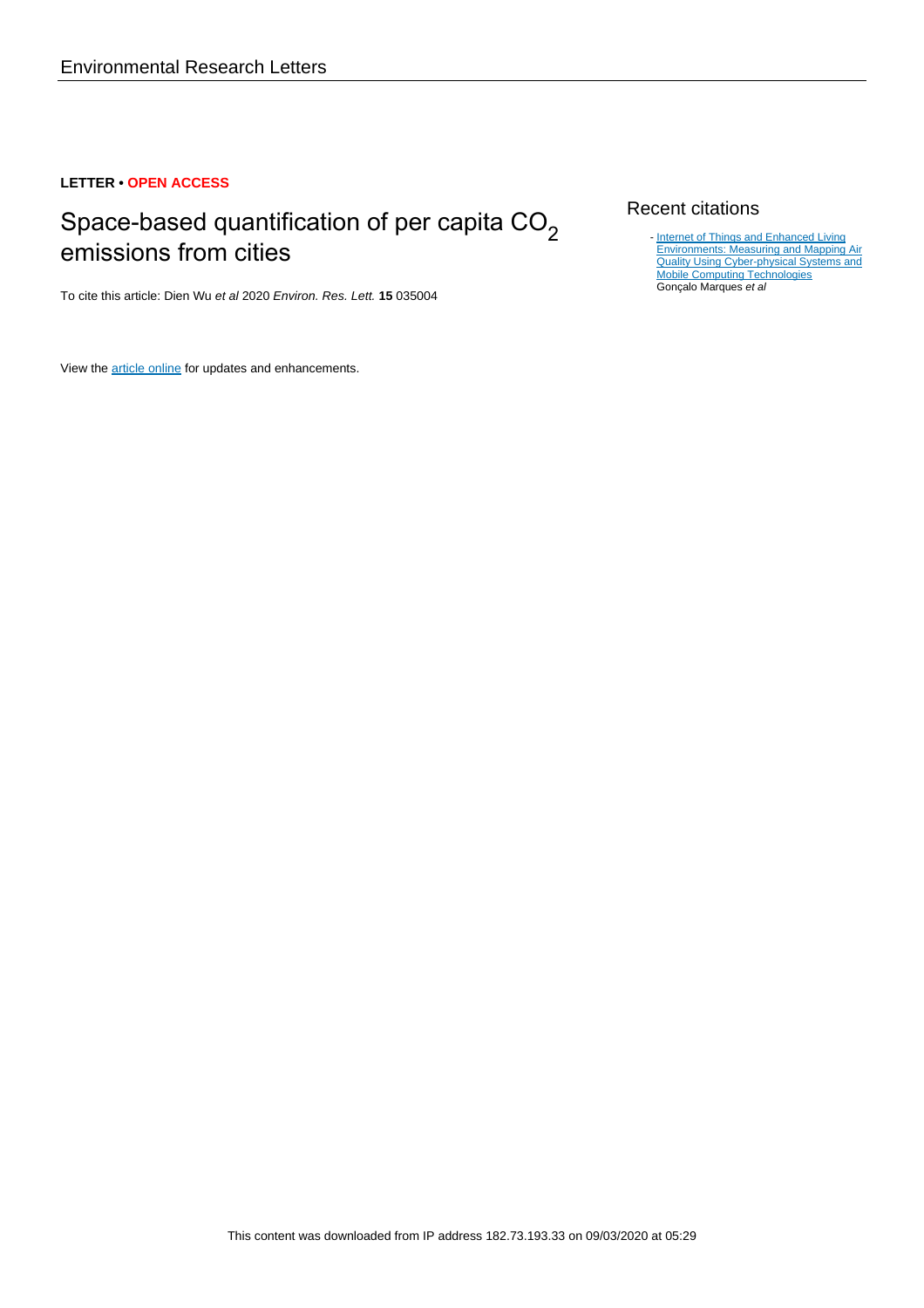Environmental Research Letters

**LETTER • OPEN ACCESS**

# Space-based quantification of per capita $CO_2$ emissions from cities

To cite this article: Dien Wu *et al* 2020 *Environ. Res. Lett.* **15** 035004

View the article online for updates and enhancements.

## Recent citations

- Internet of Things and Enhanced Living Environments: Measuring and Mapping Air Quality Using Cyber-physical Systems and Mobile Computing Technologies
  Gonçalo Marques *et al*

This content was downloaded from IP address 182.73.193.33 on 09/03/2020 at 05:29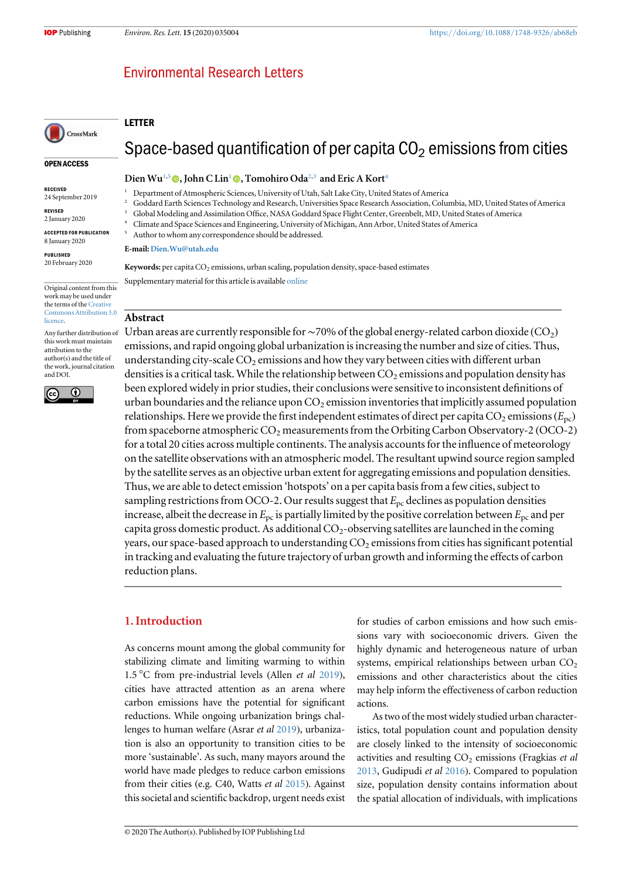LETTER

# Space-based quantification of per capita $CO_2$ emissions from cities

**Dien Wu**[1,5], **John C Lin**[1], **Tomohiro Oda**[2,3] **and Eric A Kort**[4]

[1] Department of Atmospheric Sciences, University of Utah, Salt Lake City, United States of America
[2] Goddard Earth Sciences Technology and Research, Universities Space Research Association, Columbia, MD, United States of America
[3] Global Modeling and Assimilation Office, NASA Goddard Space Flight Center, Greenbelt, MD, United States of America
[4] Climate and Space Sciences and Engineering, University of Michigan, Ann Arbor, United States of America
[5] Author to whom any correspondence should be addressed.

**E-mail:** Dien.Wu@utah.edu

**Keywords:** per capita $CO_2$ emissions, urban scaling, population density, space-based estimates

Supplementary material for this article is available online

OPEN ACCESS

RECEIVED
24 September 2019

REVISED
2 January 2020

ACCEPTED FOR PUBLICATION
8 January 2020

PUBLISHED
20 February 2020

Original content from this work may be used under the terms of the Creative Commons Attribution 3.0 licence.

Any further distribution of this work must maintain attribution to the author(s) and the title of the work, journal citation and DOI.

## Abstract

Urban areas are currently responsible for ~70% of the global energy-related carbon dioxide ($CO_2$) emissions, and rapid ongoing global urbanization is increasing the number and size of cities. Thus, understanding city-scale $CO_2$ emissions and how they vary between cities with different urban densities is a critical task. While the relationship between $CO_2$ emissions and population density has been explored widely in prior studies, their conclusions were sensitive to inconsistent definitions of urban boundaries and the reliance upon $CO_2$ emission inventories that implicitly assumed population relationships. Here we provide the first independent estimates of direct per capita $CO_2$ emissions ($E_{pc}$) from spaceborne atmospheric $CO_2$ measurements from the Orbiting Carbon Observatory-2 (OCO-2) for a total 20 cities across multiple continents. The analysis accounts for the influence of meteorology on the satellite observations with an atmospheric model. The resultant upwind source region sampled by the satellite serves as an objective urban extent for aggregating emissions and population densities. Thus, we are able to detect emission 'hotspots' on a per capita basis from a few cities, subject to sampling restrictions from OCO-2. Our results suggest that $E_{pc}$ declines as population densities increase, albeit the decrease in $E_{pc}$ is partially limited by the positive correlation between $E_{pc}$ and per capita gross domestic product. As additional $CO_2$-observing satellites are launched in the coming years, our space-based approach to understanding $CO_2$ emissions from cities has significant potential in tracking and evaluating the future trajectory of urban growth and informing the effects of carbon reduction plans.

## 1. Introduction

As concerns mount among the global community for stabilizing climate and limiting warming to within 1.5 °C from pre-industrial levels (Allen *et al* 2019), cities have attracted attention as an arena where carbon emissions have the potential for significant reductions. While ongoing urbanization brings challenges to human welfare (Asrar *et al* 2019), urbanization is also an opportunity to transition cities to be more 'sustainable'. As such, many mayors around the world have made pledges to reduce carbon emissions from their cities (e.g. C40, Watts *et al* 2015). Against this societal and scientific backdrop, urgent needs exist for studies of carbon emissions and how such emissions vary with socioeconomic drivers. Given the highly dynamic and heterogeneous nature of urban systems, empirical relationships between urban $CO_2$ emissions and other characteristics about the cities may help inform the effectiveness of carbon reduction actions.

As two of the most widely studied urban characteristics, total population count and population density are closely linked to the intensity of socioeconomic activities and resulting $CO_2$ emissions (Fragkias *et al* 2013, Gudipudi *et al* 2016). Compared to population size, population density contains information about the spatial allocation of individuals, with implications

© 2020 The Author(s). Published by IOP Publishing Ltd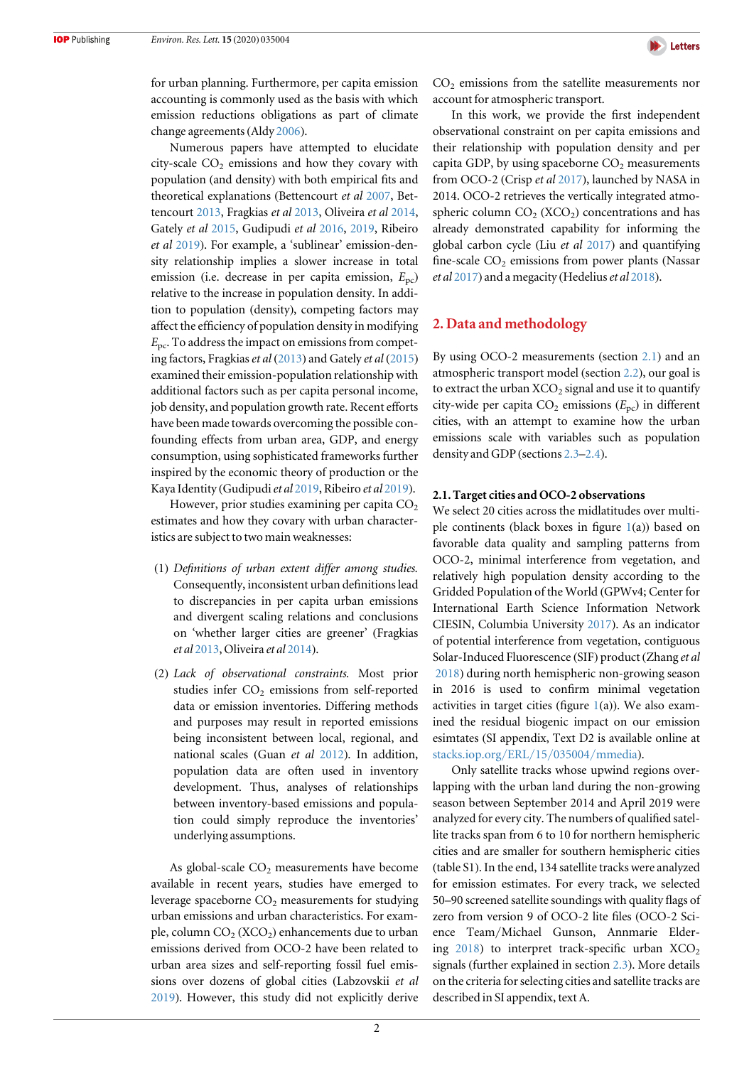for urban planning. Furthermore, per capita emission accounting is commonly used as the basis with which emission reductions obligations as part of climate change agreements (Aldy 2006).

Numerous papers have attempted to elucidate city-scale $CO_2$ emissions and how they covary with population (and density) with both empirical fits and theoretical explanations (Bettencourt *et al* 2007, Bettencourt 2013, Fragkias *et al* 2013, Oliveira *et al* 2014, Gately *et al* 2015, Gudipudi *et al* 2016, 2019, Ribeiro *et al* 2019). For example, a 'sublinear' emission-density relationship implies a slower increase in total emission (i.e. decrease in per capita emission, $E_{pc}$) relative to the increase in population density. In addition to population (density), competing factors may affect the efficiency of population density in modifying $E_{pc}$. To address the impact on emissions from competing factors, Fragkias *et al* (2013) and Gately *et al* (2015) examined their emission-population relationship with additional factors such as per capita personal income, job density, and population growth rate. Recent efforts have been made towards overcoming the possible confounding effects from urban area, GDP, and energy consumption, using sophisticated frameworks further inspired by the economic theory of production or the Kaya Identity (Gudipudi *et al* 2019, Ribeiro *et al* 2019).

However, prior studies examining per capita $CO_2$ estimates and how they covary with urban characteristics are subject to two main weaknesses:

(1) *Definitions of urban extent differ among studies.* Consequently, inconsistent urban definitions lead to discrepancies in per capita urban emissions and divergent scaling relations and conclusions on 'whether larger cities are greener' (Fragkias *et al* 2013, Oliveira *et al* 2014).

(2) *Lack of observational constraints.* Most prior studies infer $CO_2$ emissions from self-reported data or emission inventories. Differing methods and purposes may result in reported emissions being inconsistent between local, regional, and national scales (Guan *et al* 2012). In addition, population data are often used in inventory development. Thus, analyses of relationships between inventory-based emissions and population could simply reproduce the inventories' underlying assumptions.

As global-scale $CO_2$ measurements have become available in recent years, studies have emerged to leverage spaceborne $CO_2$ measurements for studying urban emissions and urban characteristics. For example, column $CO_2$ ($XCO_2$) enhancements due to urban emissions derived from OCO-2 have been related to urban area sizes and self-reporting fossil fuel emissions over dozens of global cities (Labzovskii *et al* 2019). However, this study did not explicitly derive $CO_2$ emissions from the satellite measurements nor account for atmospheric transport.

In this work, we provide the first independent observational constraint on per capita emissions and their relationship with population density and per capita GDP, by using spaceborne $CO_2$ measurements from OCO-2 (Crisp *et al* 2017), launched by NASA in 2014. OCO-2 retrieves the vertically integrated atmospheric column $CO_2$ ($XCO_2$) concentrations and has already demonstrated capability for informing the global carbon cycle (Liu *et al* 2017) and quantifying fine-scale $CO_2$ emissions from power plants (Nassar *et al* 2017) and a megacity (Hedelius *et al* 2018).

## 2. Data and methodology

By using OCO-2 measurements (section 2.1) and an atmospheric transport model (section 2.2), our goal is to extract the urban $XCO_2$ signal and use it to quantify city-wide per capita $CO_2$ emissions ($E_{pc}$) in different cities, with an attempt to examine how the urban emissions scale with variables such as population density and GDP (sections 2.3–2.4).

### 2.1. Target cities and OCO-2 observations

We select 20 cities across the midlatitudes over multiple continents (black boxes in figure 1(a)) based on favorable data quality and sampling patterns from OCO-2, minimal interference from vegetation, and relatively high population density according to the Gridded Population of the World (GPWv4; Center for International Earth Science Information Network CIESIN, Columbia University 2017). As an indicator of potential interference from vegetation, contiguous Solar-Induced Fluorescence (SIF) product (Zhang *et al* 2018) during north hemispheric non-growing season in 2016 is used to confirm minimal vegetation activities in target cities (figure 1(a)). We also examined the residual biogenic impact on our emission esimtates (SI appendix, Text D2 is available online at stacks.iop.org/ERL/15/035004/mmedia).

Only satellite tracks whose upwind regions overlapping with the urban land during the non-growing season between September 2014 and April 2019 were analyzed for every city. The numbers of qualified satellite tracks span from 6 to 10 for northern hemispheric cities and are smaller for southern hemispheric cities (table S1). In the end, 134 satellite tracks were analyzed for emission estimates. For every track, we selected 50–90 screened satellite soundings with quality flags of zero from version 9 of OCO-2 lite files (OCO-2 Science Team/Michael Gunson, Annmarie Eldering 2018) to interpret track-specific urban $XCO_2$ signals (further explained in section 2.3). More details on the criteria for selecting cities and satellite tracks are described in SI appendix, text A.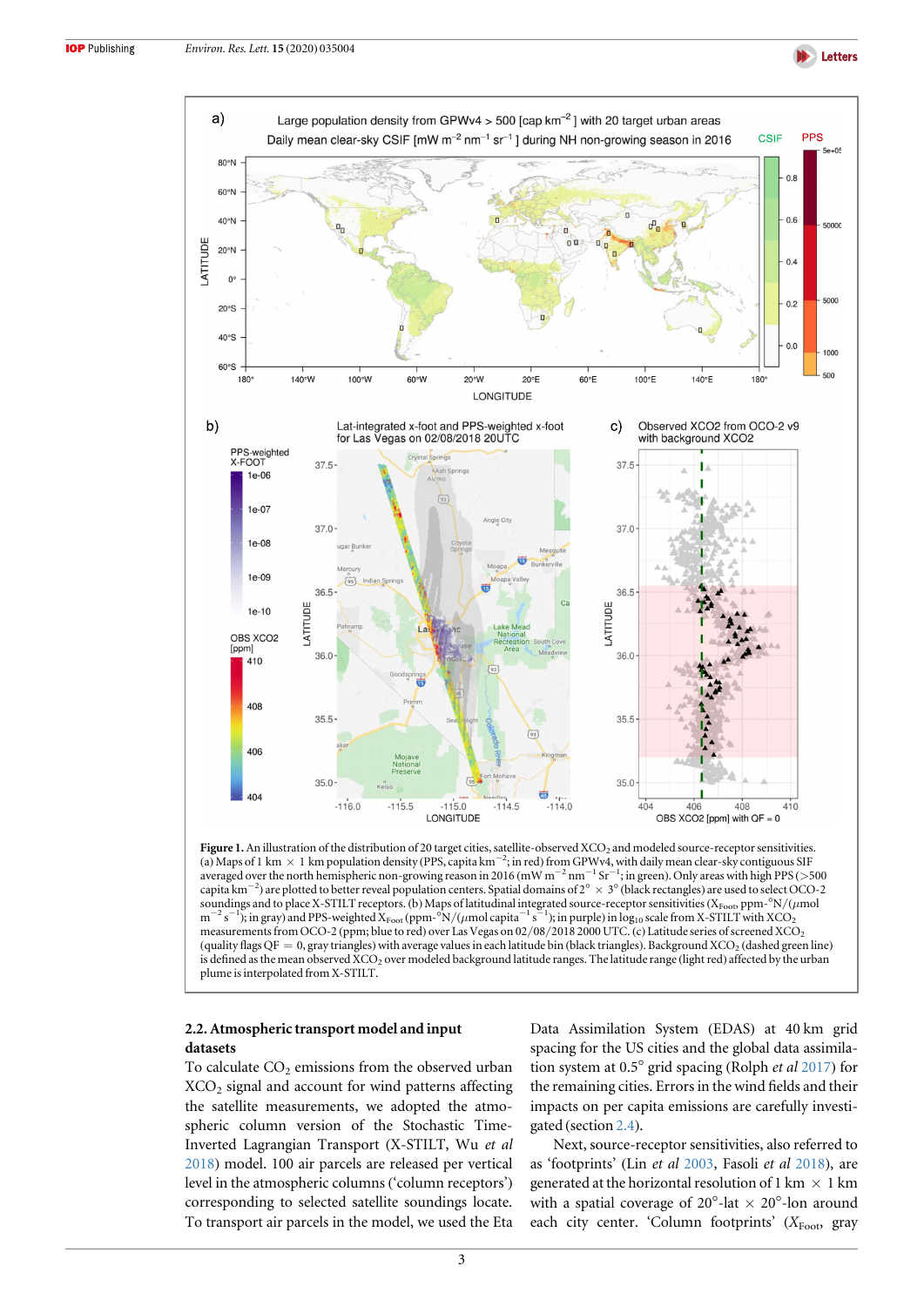**Figure 1.** An illustration of the distribution of 20 target cities, satellite-observed $XCO_2$ and modeled source-receptor sensitivities. (a) Maps of 1 km × 1 km population density (PPS, capita km$^{-2}$; in red) from GPWv4, with daily mean clear-sky contiguous SIF averaged over the north hemispheric non-growing reason in 2016 (mW m$^{-2}$ nm$^{-1}$ Sr$^{-1}$; in green). Only areas with high PPS (>500 capita km$^{-2}$) are plotted to better reveal population centers. Spatial domains of 2° × 3° (black rectangles) are used to select OCO-2 soundings and to place X-STILT receptors. (b) Maps of latitudinal integrated source-receptor sensitivities ($X_{Foot}$, ppm-°N/(μmol m$^{-2}$ s$^{-1}$); in gray) and PPS-weighted $X_{Foot}$ (ppm-°N/(μmol capita$^{-1}$ s$^{-1}$); in purple) in $\log_{10}$ scale from X-STILT with $XCO_2$ measurements from OCO-2 (ppm; blue to red) over Las Vegas on 02/08/2018 2000 UTC. (c) Latitude series of screened $XCO_2$ (quality flags QF = 0, gray triangles) with average values in each latitude bin (black triangles). Background $XCO_2$ (dashed green line) is defined as the mean observed $XCO_2$ over modeled background latitude ranges. The latitude range (light red) affected by the urban plume is interpolated from X-STILT.

### 2.2. Atmospheric transport model and input datasets

To calculate $CO_2$ emissions from the observed urban $XCO_2$ signal and account for wind patterns affecting the satellite measurements, we adopted the atmospheric column version of the Stochastic Time-Inverted Lagrangian Transport (X-STILT, Wu *et al* 2018) model. 100 air parcels are released per vertical level in the atmospheric columns ('column receptors') corresponding to selected satellite soundings locate. To transport air parcels in the model, we used the Eta Data Assimilation System (EDAS) at 40 km grid spacing for the US cities and the global data assimilation system at 0.5° grid spacing (Rolph *et al* 2017) for the remaining cities. Errors in the wind fields and their impacts on per capita emissions are carefully investigated (section 2.4).

Next, source-receptor sensitivities, also referred to as 'footprints' (Lin *et al* 2003, Fasoli *et al* 2018), are generated at the horizontal resolution of 1 km × 1 km with a spatial coverage of 20°-lat × 20°-lon around each city center. 'Column footprints' ($X_{Foot}$, gray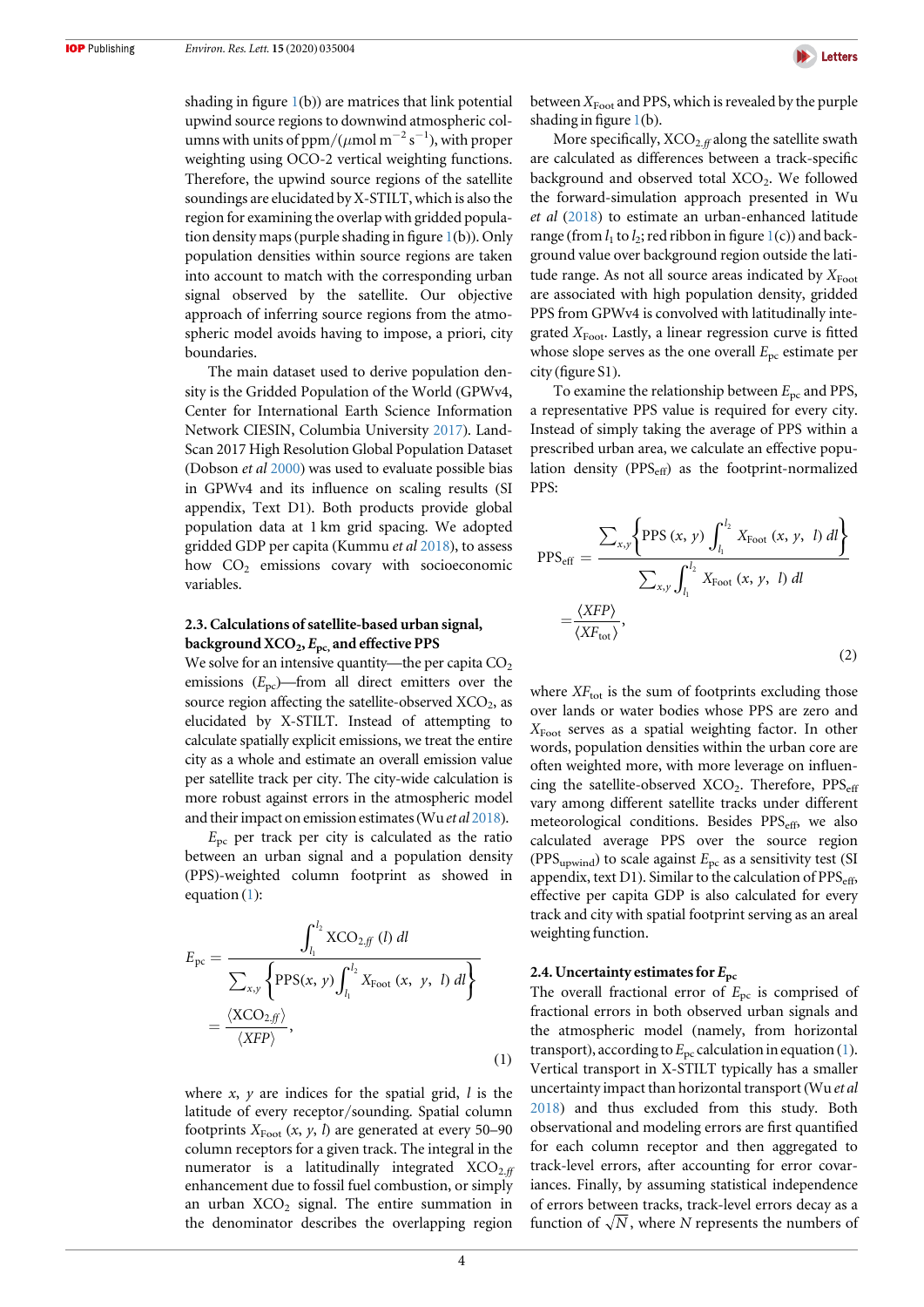shading in figure 1(b)) are matrices that link potential upwind source regions to downwind atmospheric columns with units of ppm/($\mu$mol m$^{-2}$ s$^{-1}$), with proper weighting using OCO-2 vertical weighting functions. Therefore, the upwind source regions of the satellite soundings are elucidated by X-STILT, which is also the region for examining the overlap with gridded population density maps (purple shading in figure 1(b)). Only population densities within source regions are taken into account to match with the corresponding urban signal observed by the satellite. Our objective approach of inferring source regions from the atmospheric model avoids having to impose, a priori, city boundaries.

The main dataset used to derive population density is the Gridded Population of the World (GPWv4, Center for International Earth Science Information Network CIESIN, Columbia University 2017). LandScan 2017 High Resolution Global Population Dataset (Dobson *et al* 2000) was used to evaluate possible bias in GPWv4 and its influence on scaling results (SI appendix, Text D1). Both products provide global population data at 1 km grid spacing. We adopted gridded GDP per capita (Kummu *et al* 2018), to assess how $CO_2$ emissions covary with socioeconomic variables.

### 2.3. Calculations of satellite-based urban signal, background $XCO_2$, $E_{pc}$, and effective PPS

We solve for an intensive quantity—the per capita $CO_2$ emissions ($E_{pc}$)—from all direct emitters over the source region affecting the satellite-observed $XCO_2$, as elucidated by X-STILT. Instead of attempting to calculate spatially explicit emissions, we treat the entire city as a whole and estimate an overall emission value per satellite track per city. The city-wide calculation is more robust against errors in the atmospheric model and their impact on emission estimates (Wu *et al* 2018).

$E_{pc}$ per track per city is calculated as the ratio between an urban signal and a population density (PPS)-weighted column footprint as showed in equation (1):

$$E_{pc} = \frac{\int_{l_1}^{l_2} XCO_{2.ff}\,(l)\,dl}{\sum_{x,y}\left\{\text{PPS}(x,\ y)\int_{l_1}^{l_2} X_{\text{Foot}}\,(x,\ y,\ l)\,dl\right\}} = \frac{\langle XCO_{2.ff}\rangle}{\langle XFP\rangle}, \tag{1}$$

where $x$, $y$ are indices for the spatial grid, $l$ is the latitude of every receptor/sounding. Spatial column footprints $X_{\text{Foot}}$ ($x$, $y$, $l$) are generated at every 50–90 column receptors for a given track. The integral in the numerator is a latitudinally integrated $XCO_{2.ff}$ enhancement due to fossil fuel combustion, or simply an urban $XCO_2$ signal. The entire summation in the denominator describes the overlapping region between $X_{\text{Foot}}$ and PPS, which is revealed by the purple shading in figure 1(b).

More specifically, $XCO_{2.ff}$ along the satellite swath are calculated as differences between a track-specific background and observed total $XCO_2$. We followed the forward-simulation approach presented in Wu *et al* (2018) to estimate an urban-enhanced latitude range (from $l_1$ to $l_2$; red ribbon in figure 1(c)) and background value over background region outside the latitude range. As not all source areas indicated by $X_{\text{Foot}}$ are associated with high population density, gridded PPS from GPWv4 is convolved with latitudinally integrated $X_{\text{Foot}}$. Lastly, a linear regression curve is fitted whose slope serves as the one overall $E_{pc}$ estimate per city (figure S1).

To examine the relationship between $E_{pc}$ and PPS, a representative PPS value is required for every city. Instead of simply taking the average of PPS within a prescribed urban area, we calculate an effective population density ($\text{PPS}_{\text{eff}}$) as the footprint-normalized PPS:

$$\text{PPS}_{\text{eff}} = \frac{\sum_{x,y}\left\{\text{PPS}\,(x,\ y)\int_{l_1}^{l_2} X_{\text{Foot}}\,(x,\ y,\ l)\,dl\right\}}{\sum_{x,y}\int_{l_1}^{l_2} X_{\text{Foot}}\,(x,\ y,\ l)\,dl} = \frac{\langle XFP\rangle}{\langle XF_{\text{tot}}\rangle}, \tag{2}$$

where $XF_{\text{tot}}$ is the sum of footprints excluding those over lands or water bodies whose PPS are zero and $X_{\text{Foot}}$ serves as a spatial weighting factor. In other words, population densities within the urban core are often weighted more, with more leverage on influencing the satellite-observed $XCO_2$. Therefore, $\text{PPS}_{\text{eff}}$ vary among different satellite tracks under different meteorological conditions. Besides $\text{PPS}_{\text{eff}}$, we also calculated average PPS over the source region ($\text{PPS}_{\text{upwind}}$) to scale against $E_{pc}$ as a sensitivity test (SI appendix, text D1). Similar to the calculation of $\text{PPS}_{\text{eff}}$, effective per capita GDP is also calculated for every track and city with spatial footprint serving as an areal weighting function.

### 2.4. Uncertainty estimates for $E_{pc}$

The overall fractional error of $E_{pc}$ is comprised of fractional errors in both observed urban signals and the atmospheric model (namely, from horizontal transport), according to $E_{pc}$ calculation in equation (1). Vertical transport in X-STILT typically has a smaller uncertainty impact than horizontal transport (Wu *et al* 2018) and thus excluded from this study. Both observational and modeling errors are first quantified for each column receptor and then aggregated to track-level errors, after accounting for error covariances. Finally, by assuming statistical independence of errors between tracks, track-level errors decay as a function of $\sqrt{N}$, where $N$ represents the numbers of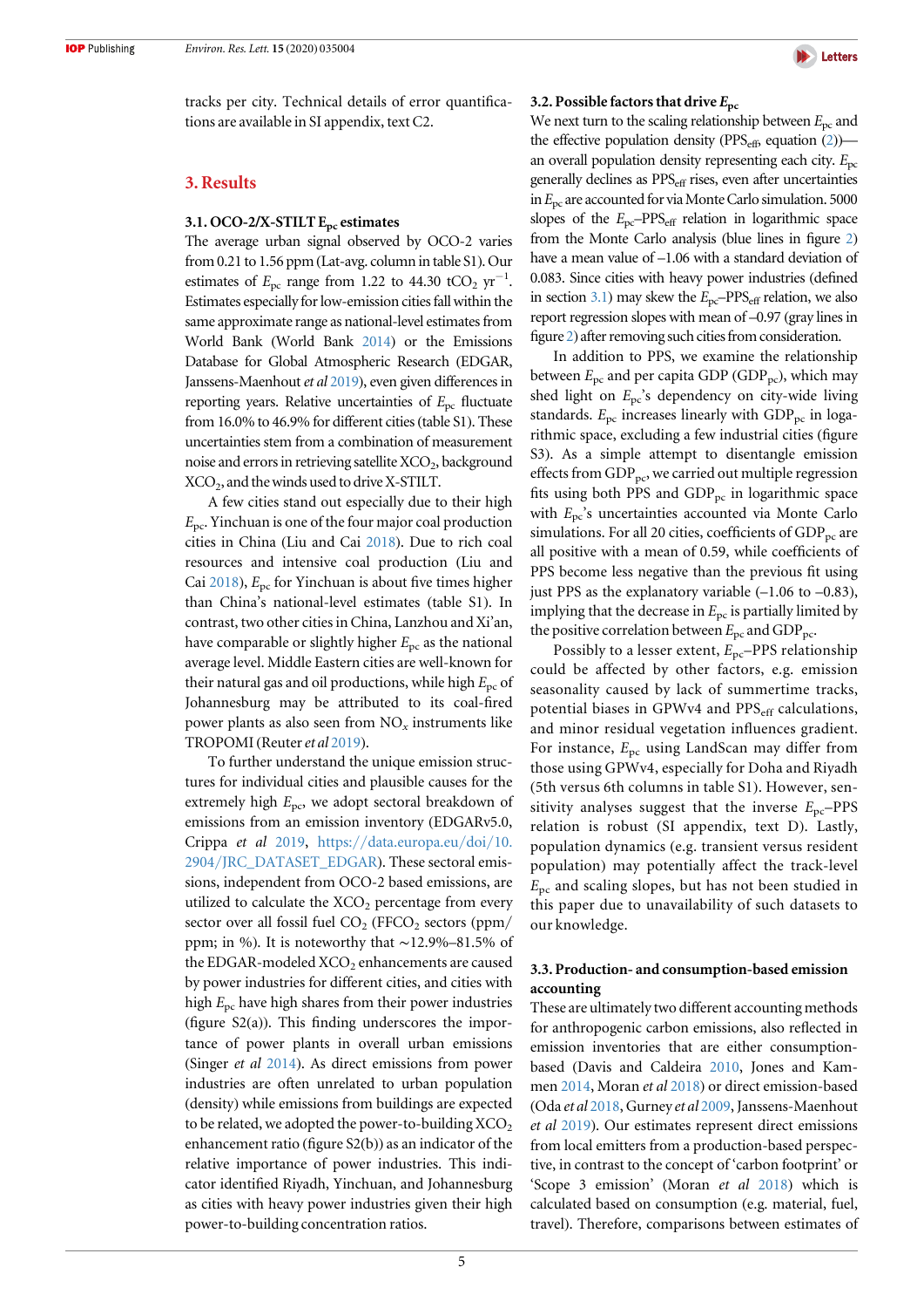tracks per city. Technical details of error quantifications are available in SI appendix, text C2.

## 3. Results

### 3.1. OCO-2/X-STILT $E_{pc}$ estimates

The average urban signal observed by OCO-2 varies from 0.21 to 1.56 ppm (Lat-avg. column in table S1). Our estimates of $E_{pc}$ range from 1.22 to 44.30 $tCO_2\ yr^{-1}$. Estimates especially for low-emission cities fall within the same approximate range as national-level estimates from World Bank (World Bank 2014) or the Emissions Database for Global Atmospheric Research (EDGAR, Janssens-Maenhout *et al* 2019), even given differences in reporting years. Relative uncertainties of $E_{pc}$ fluctuate from 16.0% to 46.9% for different cities (table S1). These uncertainties stem from a combination of measurement noise and errors in retrieving satellite $XCO_2$, background $XCO_2$, and the winds used to drive X-STILT.

A few cities stand out especially due to their high $E_{pc}$. Yinchuan is one of the four major coal production cities in China (Liu and Cai 2018). Due to rich coal resources and intensive coal production (Liu and Cai 2018), $E_{pc}$ for Yinchuan is about five times higher than China's national-level estimates (table S1). In contrast, two other cities in China, Lanzhou and Xi'an, have comparable or slightly higher $E_{pc}$ as the national average level. Middle Eastern cities are well-known for their natural gas and oil productions, while high $E_{pc}$ of Johannesburg may be attributed to its coal-fired power plants as also seen from $NO_x$ instruments like TROPOMI (Reuter *et al* 2019).

To further understand the unique emission structures for individual cities and plausible causes for the extremely high $E_{pc}$, we adopt sectoral breakdown of emissions from an emission inventory (EDGARv5.0, Crippa *et al* 2019, https://data.europa.eu/doi/10.2904/JRC_DATASET_EDGAR). These sectoral emissions, independent from OCO-2 based emissions, are utilized to calculate the $XCO_2$ percentage from every sector over all fossil fuel $CO_2$ ($FFCO_2$ sectors (ppm/ppm; in %). It is noteworthy that ~12.9%–81.5% of the EDGAR-modeled $XCO_2$ enhancements are caused by power industries for different cities, and cities with high $E_{pc}$ have high shares from their power industries (figure S2(a)). This finding underscores the importance of power plants in overall urban emissions (Singer *et al* 2014). As direct emissions from power industries are often unrelated to urban population (density) while emissions from buildings are expected to be related, we adopted the power-to-building $XCO_2$ enhancement ratio (figure S2(b)) as an indicator of the relative importance of power industries. This indicator identified Riyadh, Yinchuan, and Johannesburg as cities with heavy power industries given their high power-to-building concentration ratios.

### 3.2. Possible factors that drive $E_{pc}$

We next turn to the scaling relationship between $E_{pc}$ and the effective population density ($PPS_{eff}$, equation (2))—an overall population density representing each city. $E_{pc}$ generally declines as $PPS_{eff}$ rises, even after uncertainties in $E_{pc}$ are accounted for via Monte Carlo simulation. 5000 slopes of the $E_{pc}$–$PPS_{eff}$ relation in logarithmic space from the Monte Carlo analysis (blue lines in figure 2) have a mean value of –1.06 with a standard deviation of 0.083. Since cities with heavy power industries (defined in section 3.1) may skew the $E_{pc}$–$PPS_{eff}$ relation, we also report regression slopes with mean of –0.97 (gray lines in figure 2) after removing such cities from consideration.

In addition to PPS, we examine the relationship between $E_{pc}$ and per capita GDP ($GDP_{pc}$), which may shed light on $E_{pc}$'s dependency on city-wide living standards. $E_{pc}$ increases linearly with $GDP_{pc}$ in logarithmic space, excluding a few industrial cities (figure S3). As a simple attempt to disentangle emission effects from $GDP_{pc}$, we carried out multiple regression fits using both PPS and $GDP_{pc}$ in logarithmic space with $E_{pc}$'s uncertainties accounted via Monte Carlo simulations. For all 20 cities, coefficients of $GDP_{pc}$ are all positive with a mean of 0.59, while coefficients of PPS become less negative than the previous fit using just PPS as the explanatory variable (–1.06 to –0.83), implying that the decrease in $E_{pc}$ is partially limited by the positive correlation between $E_{pc}$ and $GDP_{pc}$.

Possibly to a lesser extent, $E_{pc}$–PPS relationship could be affected by other factors, e.g. emission seasonality caused by lack of summertime tracks, potential biases in GPWv4 and $PPS_{eff}$ calculations, and minor residual vegetation influences gradient. For instance, $E_{pc}$ using LandScan may differ from those using GPWv4, especially for Doha and Riyadh (5th versus 6th columns in table S1). However, sensitivity analyses suggest that the inverse $E_{pc}$–PPS relation is robust (SI appendix, text D). Lastly, population dynamics (e.g. transient versus resident population) may potentially affect the track-level $E_{pc}$ and scaling slopes, but has not been studied in this paper due to unavailability of such datasets to our knowledge.

### 3.3. Production- and consumption-based emission accounting

These are ultimately two different accounting methods for anthropogenic carbon emissions, also reflected in emission inventories that are either consumption-based (Davis and Caldeira 2010, Jones and Kammen 2014, Moran *et al* 2018) or direct emission-based (Oda *et al* 2018, Gurney *et al* 2009, Janssens-Maenhout *et al* 2019). Our estimates represent direct emissions from local emitters from a production-based perspective, in contrast to the concept of 'carbon footprint' or 'Scope 3 emission' (Moran *et al* 2018) which is calculated based on consumption (e.g. material, fuel, travel). Therefore, comparisons between estimates of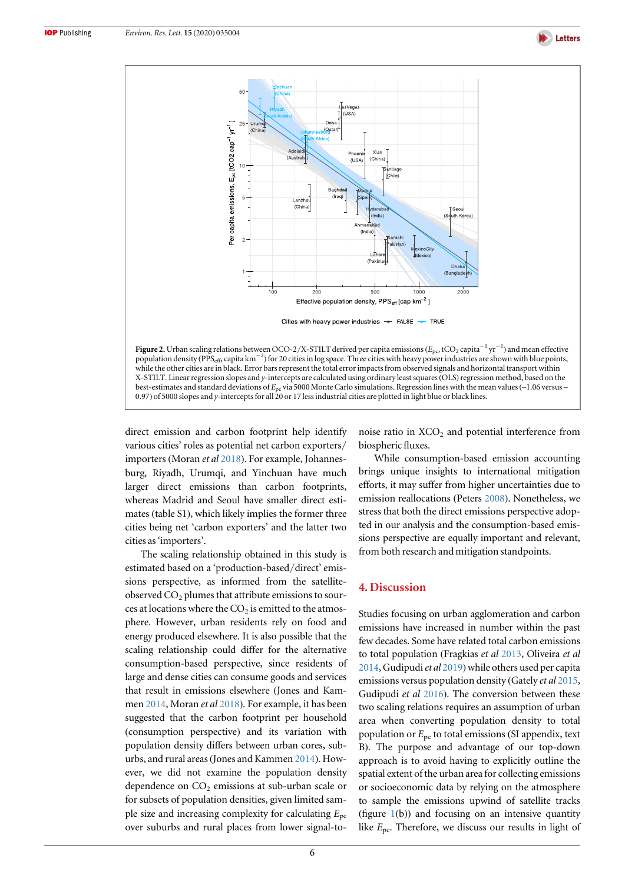**Figure 2.** Urban scaling relations between OCO-2/X-STILT derived per capita emissions ($E_{pc}$, $tCO_2$ capita$^{-1}$ yr$^{-1}$) and mean effective population density ($PPS_{eff}$, capita km$^{-2}$) for 20 cities in log space. Three cities with heavy power industries are shown with blue points, while the other cities are in black. Error bars represent the total error impacts from observed signals and horizontal transport within X-STILT. Linear regression slopes and *y*-intercepts are calculated using ordinary least squares (OLS) regression method, based on the best-estimates and standard deviations of $E_{pc}$ via 5000 Monte Carlo simulations. Regression lines with the mean values (−1.06 versus −0.97) of 5000 slopes and *y*-intercepts for all 20 or 17 less industrial cities are plotted in light blue or black lines.

direct emission and carbon footprint help identify various cities' roles as potential net carbon exporters/importers (Moran *et al* 2018). For example, Johannesburg, Riyadh, Urumqi, and Yinchuan have much larger direct emissions than carbon footprints, whereas Madrid and Seoul have smaller direct estimates (table S1), which likely implies the former three cities being net 'carbon exporters' and the latter two cities as 'importers'.

The scaling relationship obtained in this study is estimated based on a 'production-based/direct' emissions perspective, as informed from the satellite-observed $CO_2$ plumes that attribute emissions to sources at locations where the $CO_2$ is emitted to the atmosphere. However, urban residents rely on food and energy produced elsewhere. It is also possible that the scaling relationship could differ for the alternative consumption-based perspective, since residents of large and dense cities can consume goods and services that result in emissions elsewhere (Jones and Kammen 2014, Moran *et al* 2018). For example, it has been suggested that the carbon footprint per household (consumption perspective) and its variation with population density differs between urban cores, suburbs, and rural areas (Jones and Kammen 2014). However, we did not examine the population density dependence on $CO_2$ emissions at sub-urban scale or for subsets of population densities, given limited sample size and increasing complexity for calculating $E_{pc}$ over suburbs and rural places from lower signal-to-noise ratio in $XCO_2$ and potential interference from biospheric fluxes.

While consumption-based emission accounting brings unique insights to international mitigation efforts, it may suffer from higher uncertainties due to emission reallocations (Peters 2008). Nonetheless, we stress that both the direct emissions perspective adopted in our analysis and the consumption-based emissions perspective are equally important and relevant, from both research and mitigation standpoints.

## 4. Discussion

Studies focusing on urban agglomeration and carbon emissions have increased in number within the past few decades. Some have related total carbon emissions to total population (Fragkias *et al* 2013, Oliveira *et al* 2014, Gudipudi *et al* 2019) while others used per capita emissions versus population density (Gately *et al* 2015, Gudipudi *et al* 2016). The conversion between these two scaling relations requires an assumption of urban area when converting population density to total population or $E_{pc}$ to total emissions (SI appendix, text B). The purpose and advantage of our top-down approach is to avoid having to explicitly outline the spatial extent of the urban area for collecting emissions or socioeconomic data by relying on the atmosphere to sample the emissions upwind of satellite tracks (figure 1(b)) and focusing on an intensive quantity like $E_{pc}$. Therefore, we discuss our results in light of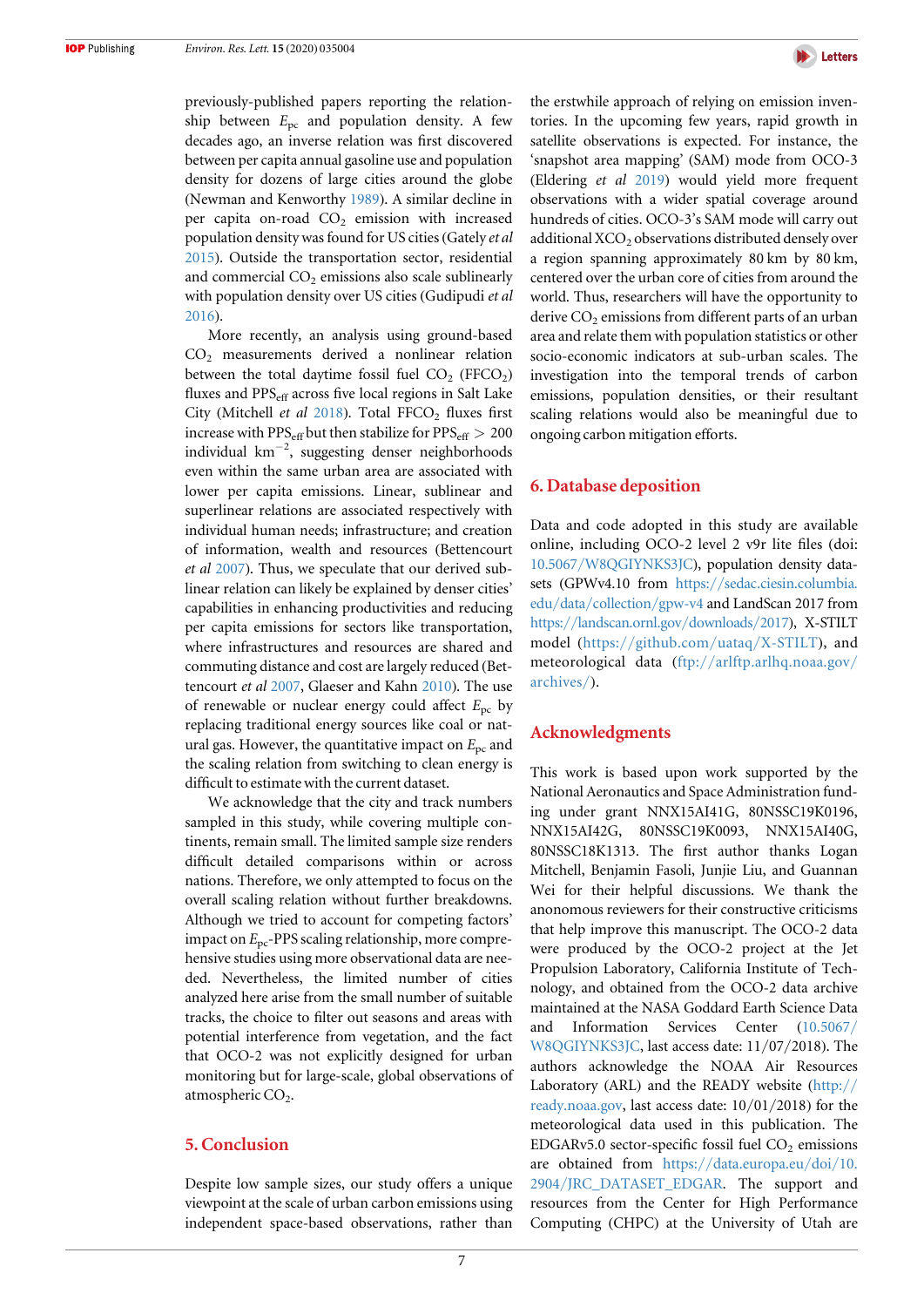previously-published papers reporting the relationship between $E_{pc}$ and population density. A few decades ago, an inverse relation was first discovered between per capita annual gasoline use and population density for dozens of large cities around the globe (Newman and Kenworthy 1989). A similar decline in per capita on-road $CO_2$ emission with increased population density was found for US cities (Gately *et al* 2015). Outside the transportation sector, residential and commercial $CO_2$ emissions also scale sublinearly with population density over US cities (Gudipudi *et al* 2016).

More recently, an analysis using ground-based $CO_2$ measurements derived a nonlinear relation between the total daytime fossil fuel $CO_2$ (FFCO$_2$) fluxes and $PPS_{eff}$ across five local regions in Salt Lake City (Mitchell *et al* 2018). Total FFCO$_2$ fluxes first increase with $PPS_{eff}$ but then stabilize for $PPS_{eff} > 200$ individual km$^{-2}$, suggesting denser neighborhoods even within the same urban area are associated with lower per capita emissions. Linear, sublinear and superlinear relations are associated respectively with individual human needs; infrastructure; and creation of information, wealth and resources (Bettencourt *et al* 2007). Thus, we speculate that our derived sublinear relation can likely be explained by denser cities' capabilities in enhancing productivities and reducing per capita emissions for sectors like transportation, where infrastructures and resources are shared and commuting distance and cost are largely reduced (Bettencourt *et al* 2007, Glaeser and Kahn 2010). The use of renewable or nuclear energy could affect $E_{pc}$ by replacing traditional energy sources like coal or natural gas. However, the quantitative impact on $E_{pc}$ and the scaling relation from switching to clean energy is difficult to estimate with the current dataset.

We acknowledge that the city and track numbers sampled in this study, while covering multiple continents, remain small. The limited sample size renders difficult detailed comparisons within or across nations. Therefore, we only attempted to focus on the overall scaling relation without further breakdowns. Although we tried to account for competing factors' impact on $E_{pc}$-PPS scaling relationship, more comprehensive studies using more observational data are needed. Nevertheless, the limited number of cities analyzed here arise from the small number of suitable tracks, the choice to filter out seasons and areas with potential interference from vegetation, and the fact that OCO-2 was not explicitly designed for urban monitoring but for large-scale, global observations of atmospheric $CO_2$.

## 5. Conclusion

Despite low sample sizes, our study offers a unique viewpoint at the scale of urban carbon emissions using independent space-based observations, rather than the erstwhile approach of relying on emission inventories. In the upcoming few years, rapid growth in satellite observations is expected. For instance, the 'snapshot area mapping' (SAM) mode from OCO-3 (Eldering *et al* 2019) would yield more frequent observations with a wider spatial coverage around hundreds of cities. OCO-3's SAM mode will carry out additional XCO$_2$ observations distributed densely over a region spanning approximately 80 km by 80 km, centered over the urban core of cities from around the world. Thus, researchers will have the opportunity to derive $CO_2$ emissions from different parts of an urban area and relate them with population statistics or other socio-economic indicators at sub-urban scales. The investigation into the temporal trends of carbon emissions, population densities, or their resultant scaling relations would also be meaningful due to ongoing carbon mitigation efforts.

## 6. Database deposition

Data and code adopted in this study are available online, including OCO-2 level 2 v9r lite files (doi: 10.5067/W8QGIYNKS3JC), population density datasets (GPWv4.10 from https://sedac.ciesin.columbia.edu/data/collection/gpw-v4 and LandScan 2017 from https://landscan.ornl.gov/downloads/2017), X-STILT model (https://github.com/uataq/X-STILT), and meteorological data (ftp://arlftp.arlhq.noaa.gov/archives/).

## Acknowledgments

This work is based upon work supported by the National Aeronautics and Space Administration funding under grant NNX15AI41G, 80NSSC19K0196, NNX15AI42G, 80NSSC19K0093, NNX15AI40G, 80NSSC18K1313. The first author thanks Logan Mitchell, Benjamin Fasoli, Junjie Liu, and Guannan Wei for their helpful discussions. We thank the anonomous reviewers for their constructive criticisms that help improve this manuscript. The OCO-2 data were produced by the OCO-2 project at the Jet Propulsion Laboratory, California Institute of Technology, and obtained from the OCO-2 data archive maintained at the NASA Goddard Earth Science Data and Information Services Center (10.5067/W8QGIYNKS3JC, last access date: 11/07/2018). The authors acknowledge the NOAA Air Resources Laboratory (ARL) and the READY website (http://ready.noaa.gov, last access date: 10/01/2018) for the meteorological data used in this publication. The EDGARv5.0 sector-specific fossil fuel $CO_2$ emissions are obtained from https://data.europa.eu/doi/10.2904/JRC_DATASET_EDGAR. The support and resources from the Center for High Performance Computing (CHPC) at the University of Utah are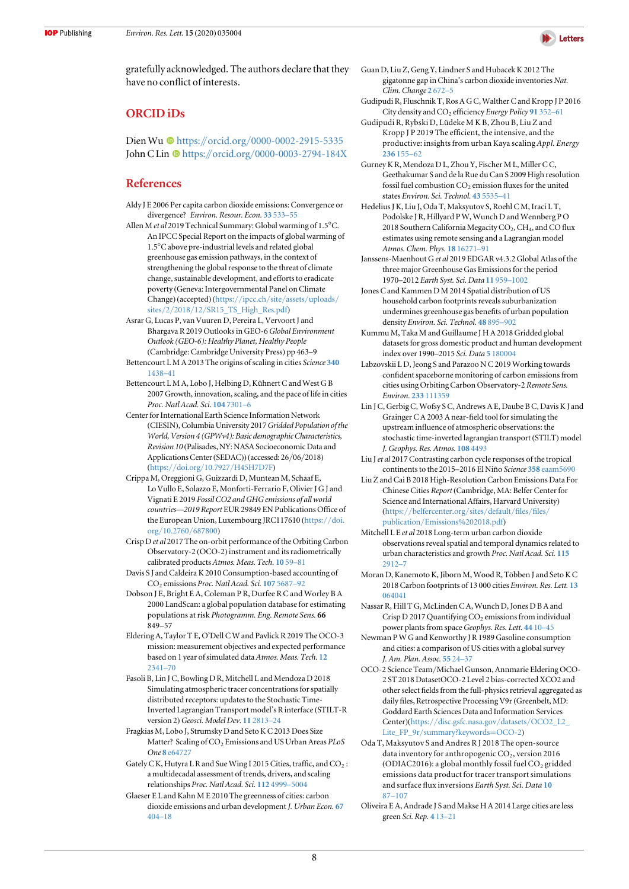gratefully acknowledged. The authors declare that they have no conflict of interests.

## ORCID iDs

Dien Wu https://orcid.org/0000-0002-2915-5335
John C Lin https://orcid.org/0000-0003-2794-184X

## References

Aldy J E 2006 Per capita carbon dioxide emissions: Convergence or divergence? *Environ. Resour. Econ.* **33** 533–55

Allen M *et al* 2019 Technical Summary: Global warming of 1.5°C. An IPCC Special Report on the impacts of global warming of 1.5°C above pre-industrial levels and related global greenhouse gas emission pathways, in the context of strengthening the global response to the threat of climate change, sustainable development, and efforts to eradicate poverty (Geneva: Intergovernmental Panel on Climate Change) (accepted) (https://ipcc.ch/site/assets/uploads/sites/2/2018/12/SR15_TS_High_Res.pdf)

Asrar G, Lucas P, van Vuuren D, Pereira L, Vervoort J and Bhargava R 2019 Outlooks in GEO-6 *Global Environment Outlook (GEO-6): Healthy Planet, Healthy People* (Cambridge: Cambridge University Press) pp 463–9

Bettencourt L M A 2013 The origins of scaling in cities *Science* **340** 1438–41

Bettencourt L M A, Lobo J, Helbing D, Kühnert C and West G B 2007 Growth, innovation, scaling, and the pace of life in cities *Proc. Natl Acad. Sci.* **104** 7301–6

Center for International Earth Science Information Network (CIESIN), Columbia University 2017 *Gridded Population of the World, Version 4 (GPWv4): Basic demographic Characteristics, Revision 10* (Palisades, NY: NASA Socioeconomic Data and Applications Center (SEDAC)) (accessed: 26/06/2018) (https://doi.org/10.7927/H45H7D7F)

Crippa M, Oreggioni G, Guizzardi D, Muntean M, Schaaf E, Lo Vullo E, Solazzo E, Monforti-Ferrario F, Olivier J G J and Vignati E 2019 *Fossil CO2 and GHG emissions of all world countries—2019 Report* EUR 29849 EN Publications Office of the European Union, Luxembourg JRC117610 (https://doi.org/10.2760/687800)

Crisp D *et al* 2017 The on-orbit performance of the Orbiting Carbon Observatory-2 (OCO-2) instrument and its radiometrically calibrated products *Atmos. Meas. Tech.* **10** 59–81

Davis S J and Caldeira K 2010 Consumption-based accounting of $CO_2$ emissions *Proc. Natl Acad. Sci.* **107** 5687–92

Dobson J E, Bright E A, Coleman P R, Durfee R C and Worley B A 2000 LandScan: a global population database for estimating populations at risk *Photogramm. Eng. Remote Sens.* **66** 849–57

Eldering A, Taylor T E, O'Dell C W and Pavlick R 2019 The OCO-3 mission: measurement objectives and expected performance based on 1 year of simulated data *Atmos. Meas. Tech.* **12** 2341–70

Fasoli B, Lin J C, Bowling D R, Mitchell L and Mendoza D 2018 Simulating atmospheric tracer concentrations for spatially distributed receptors: updates to the Stochastic Time-Inverted Lagrangian Transport model's R interface (STILT-R version 2) *Geosci. Model Dev.* **11** 2813–24

Fragkias M, Lobo J, Strumsky D and Seto K C 2013 Does Size Matter? Scaling of $CO_2$ Emissions and US Urban Areas *PLoS One* **8** e64727

Gately C K, Hutyra L R and Sue Wing I 2015 Cities, traffic, and $CO_2$: a multidecadal assessment of trends, drivers, and scaling relationships *Proc. Natl Acad. Sci.* **112** 4999–5004

Glaeser E L and Kahn M E 2010 The greenness of cities: carbon dioxide emissions and urban development *J. Urban Econ.* **67** 404–18

Guan D, Liu Z, Geng Y, Lindner S and Hubacek K 2012 The gigatonne gap in China's carbon dioxide inventories *Nat. Clim. Change* **2** 672–5

Gudipudi R, Fluschnik T, Ros A G C, Walther C and Kropp J P 2016 City density and $CO_2$ efficiency *Energy Policy* **91** 352–61

Gudipudi R, Rybski D, Lüdeke M K B, Zhou B, Liu Z and Kropp J P 2019 The efficient, the intensive, and the productive: insights from urban Kaya scaling *Appl. Energy* **236** 155–62

Gurney K R, Mendoza D L, Zhou Y, Fischer M L, Miller C C, Geethakumar S and de la Rue du Can S 2009 High resolution fossil fuel combustion $CO_2$ emission fluxes for the united states *Environ. Sci. Technol.* **43** 5535–41

Hedelius J K, Liu J, Oda T, Maksyutov S, Roehl C M, Iraci L T, Podolske J R, Hillyard P W, Wunch D and Wennberg P O 2018 Southern California Megacity $CO_2$, $CH_4$, and CO flux estimates using remote sensing and a Lagrangian model *Atmos. Chem. Phys.* **18** 16271–91

Janssens-Maenhout G *et al* 2019 EDGAR v4.3.2 Global Atlas of the three major Greenhouse Gas Emissions for the period 1970–2012 *Earth Syst. Sci. Data* **11** 959–1002

Jones C and Kammen D M 2014 Spatial distribution of US household carbon footprints reveals suburbanization undermines greenhouse gas benefits of urban population density *Environ. Sci. Technol.* **48** 895–902

Kummu M, Taka M and Guillaume J H A 2018 Gridded global datasets for gross domestic product and human development index over 1990–2015 *Sci. Data* **5** 180004

Labzovskii L D, Jeong S and Parazoo N C 2019 Working towards confident spaceborne monitoring of carbon emissions from cities using Orbiting Carbon Observatory-2 *Remote Sens. Environ.* **233** 111359

Lin J C, Gerbig C, Wofsy S C, Andrews A E, Daube B C, Davis K J and Grainger C A 2003 A near-field tool for simulating the upstream influence of atmospheric observations: the stochastic time-inverted lagrangian transport (STILT) model *J. Geophys. Res. Atmos.* **108** 4493

Liu J *et al* 2017 Contrasting carbon cycle responses of the tropical continents to the 2015–2016 El Niño *Science* **358** eaam5690

Liu Z and Cai B 2018 High-Resolution Carbon Emissions Data For Chinese Cities *Report* (Cambridge, MA: Belfer Center for Science and International Affairs, Harvard University) (https://belfercenter.org/sites/default/files/files/publication/Emissions%202018.pdf)

Mitchell L E *et al* 2018 Long-term urban carbon dioxide observations reveal spatial and temporal dynamics related to urban characteristics and growth *Proc. Natl Acad. Sci.* **115** 2912–7

Moran D, Kanemoto K, Jiborn M, Wood R, Többen J and Seto K C 2018 Carbon footprints of 13 000 cities *Environ. Res. Lett.* **13** 064041

Nassar R, Hill T G, McLinden C A, Wunch D, Jones D B A and Crisp D 2017 Quantifying $CO_2$ emissions from individual power plants from space *Geophys. Res. Lett.* **44** 10–45

Newman P W G and Kenworthy J R 1989 Gasoline consumption and cities: a comparison of US cities with a global survey *J. Am. Plan. Assoc.* **55** 24–37

OCO-2 Science Team/Michael Gunson, Annmarie Eldering OCO-2 ST 2018 DatasetOCO-2 Level 2 bias-corrected XCO2 and other select fields from the full-physics retrieval aggregated as daily files, Retrospective Processing V9r (Greenbelt, MD: Goddard Earth Sciences Data and Information Services Center)(https://disc.gsfc.nasa.gov/datasets/OCO2_L2_Lite_FP_9r/summary?keywords=OCO-2)

Oda T, Maksyutov S and Andres R J 2018 The open-source data inventory for anthropogenic $CO_2$, version 2016 (ODIAC2016): a global monthly fossil fuel $CO_2$ emissions data product for tracer transport simulations and surface flux inversions *Earth Syst. Sci. Data* **10** 87–107

Oliveira E A, Andrade J S and Makse H A 2014 Large cities are less green *Sci. Rep.* **4** 13–21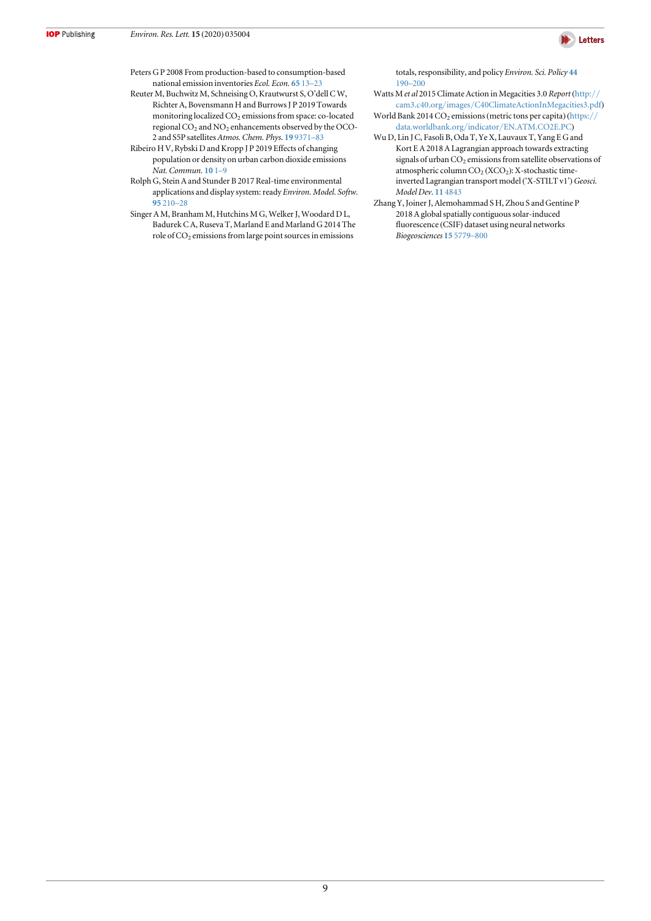Peters G P 2008 From production-based to consumption-based national emission inventories *Ecol. Econ.* **65** 13–23

Reuter M, Buchwitz M, Schneising O, Krautwurst S, O'dell C W, Richter A, Bovensmann H and Burrows J P 2019 Towards monitoring localized $CO_2$ emissions from space: co-located regional $CO_2$ and $NO_2$ enhancements observed by the OCO-2 and S5P satellites *Atmos. Chem. Phys.* **19** 9371–83

Ribeiro H V, Rybski D and Kropp J P 2019 Effects of changing population or density on urban carbon dioxide emissions *Nat. Commun.* **10** 1–9

Rolph G, Stein A and Stunder B 2017 Real-time environmental applications and display system: ready *Environ. Model. Softw.* **95** 210–28

Singer A M, Branham M, Hutchins M G, Welker J, Woodard D L, Badurek C A, Ruseva T, Marland E and Marland G 2014 The role of $CO_2$ emissions from large point sources in emissions totals, responsibility, and policy *Environ. Sci. Policy* **44** 190–200

Watts M *et al* 2015 Climate Action in Megacities 3.0 *Report* (http://cam3.c40.org/images/C40ClimateActionInMegacities3.pdf)

World Bank 2014 $CO_2$ emissions (metric tons per capita) (https://data.worldbank.org/indicator/EN.ATM.CO2E.PC)

Wu D, Lin J C, Fasoli B, Oda T, Ye X, Lauvaux T, Yang E G and Kort E A 2018 A Lagrangian approach towards extracting signals of urban $CO_2$ emissions from satellite observations of atmospheric column $CO_2$ ($XCO_2$): X-stochastic time-inverted Lagrangian transport model ('X-STILT v1') *Geosci. Model Dev.* **11** 4843

Zhang Y, Joiner J, Alemohammad S H, Zhou S and Gentine P 2018 A global spatially contiguous solar-induced fluorescence (CSIF) dataset using neural networks *Biogeosciences* **15** 5779–800